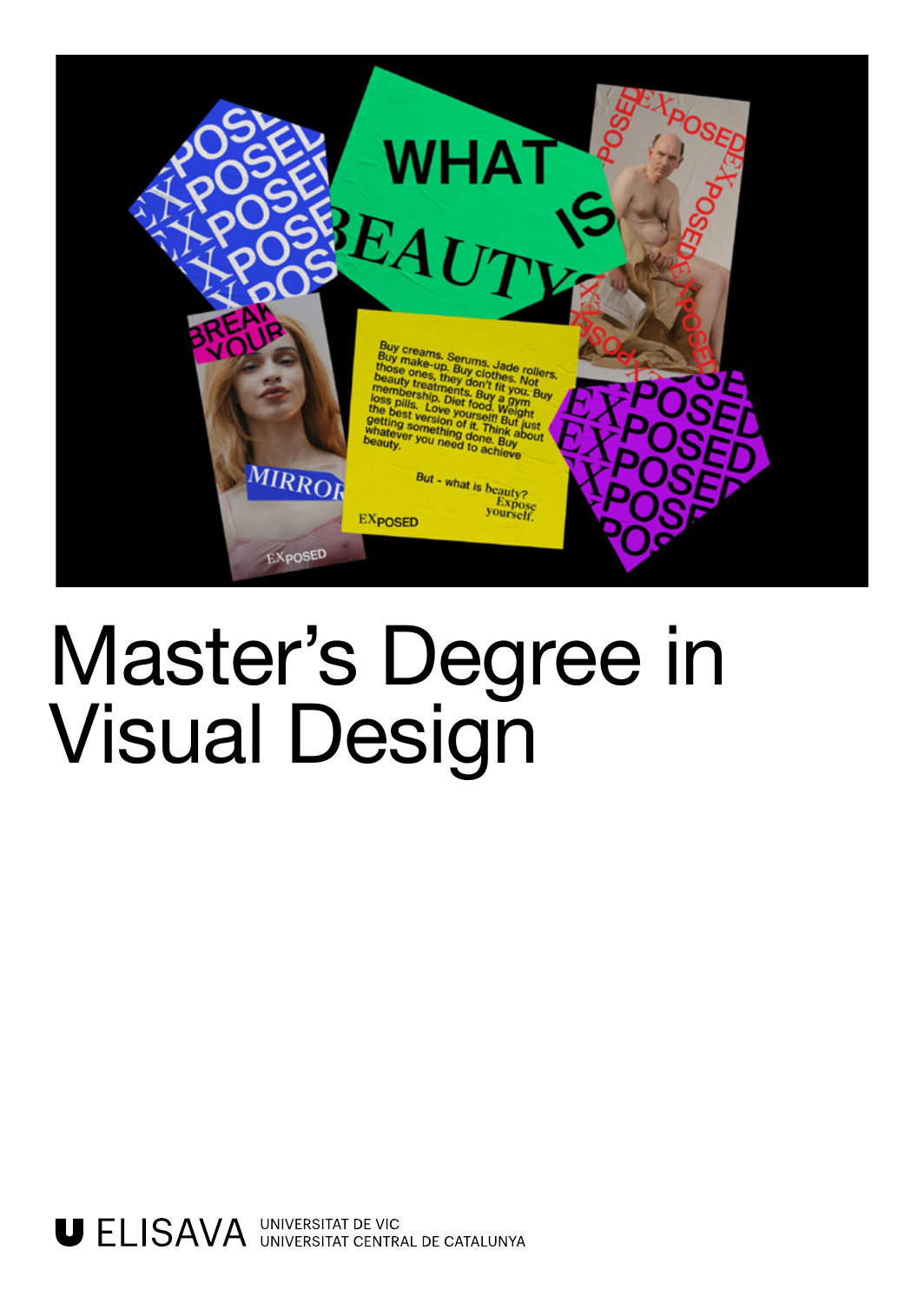# Master's Degree in Visual Design

ELISAVA UNIVERSITAT DE VIC UNIVERSITAT CENTRAL DE CATALUNYA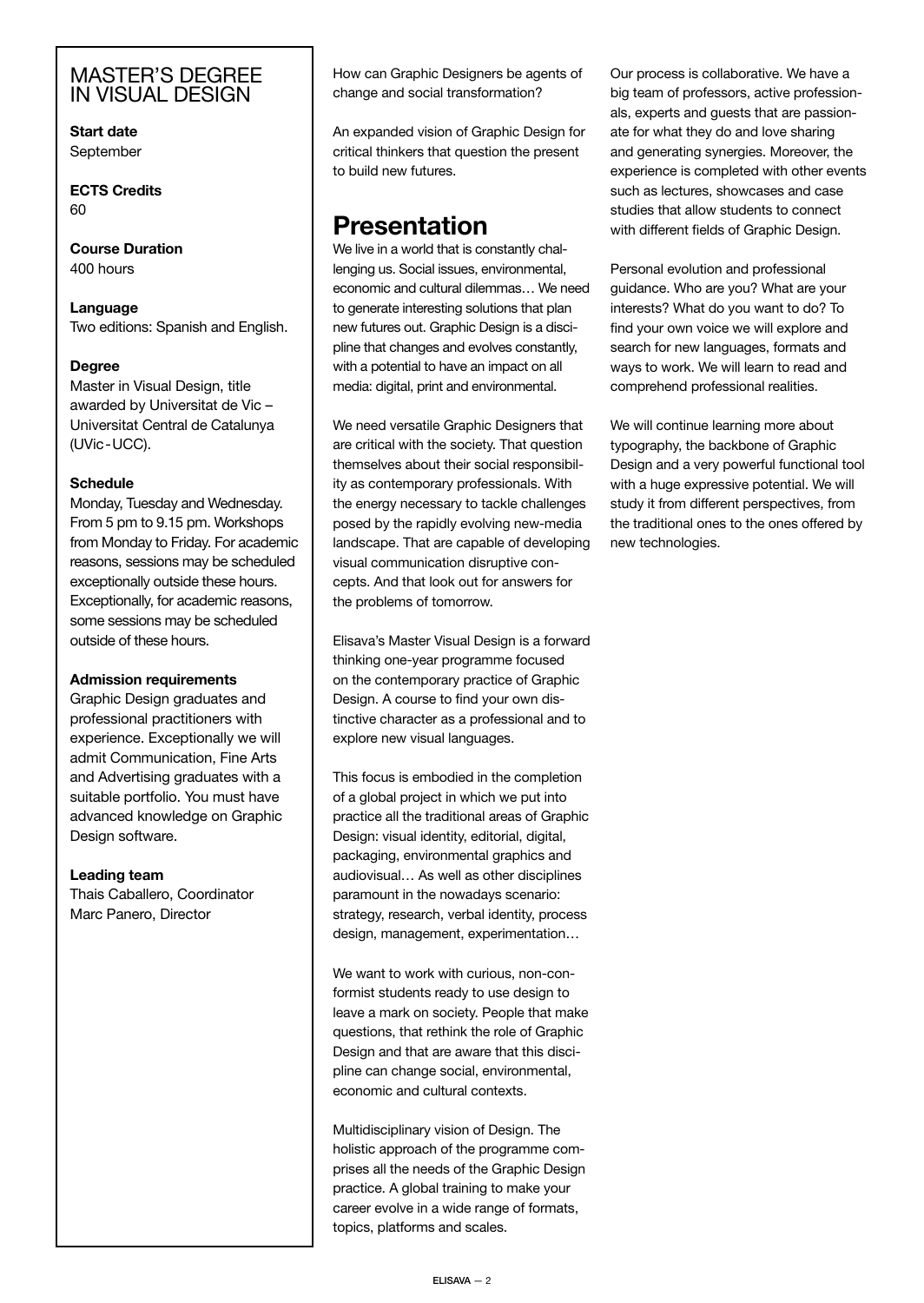# MASTER'S DEGREE IN VISUAL DESIGN

**Start date**
September

**ECTS Credits**
60

**Course Duration**
400 hours

**Language**
Two editions: Spanish and English.

**Degree**
Master in Visual Design, title awarded by Universitat de Vic – Universitat Central de Catalunya (UVic-UCC).

**Schedule**
Monday, Tuesday and Wednesday. From 5 pm to 9.15 pm. Workshops from Monday to Friday. For academic reasons, sessions may be scheduled exceptionally outside these hours. Exceptionally, for academic reasons, some sessions may be scheduled outside of these hours.

**Admission requirements**
Graphic Design graduates and professional practitioners with experience. Exceptionally we will admit Communication, Fine Arts and Advertising graduates with a suitable portfolio. You must have advanced knowledge on Graphic Design software.

**Leading team**
Thais Caballero, Coordinator
Marc Panero, Director

How can Graphic Designers be agents of change and social transformation?

An expanded vision of Graphic Design for critical thinkers that question the present to build new futures.

## Presentation

We live in a world that is constantly challenging us. Social issues, environmental, economic and cultural dilemmas… We need to generate interesting solutions that plan new futures out. Graphic Design is a discipline that changes and evolves constantly, with a potential to have an impact on all media: digital, print and environmental.

We need versatile Graphic Designers that are critical with the society. That question themselves about their social responsibility as contemporary professionals. With the energy necessary to tackle challenges posed by the rapidly evolving new-media landscape. That are capable of developing visual communication disruptive concepts. And that look out for answers for the problems of tomorrow.

Elisava's Master Visual Design is a forward thinking one-year programme focused on the contemporary practice of Graphic Design. A course to find your own distinctive character as a professional and to explore new visual languages.

This focus is embodied in the completion of a global project in which we put into practice all the traditional areas of Graphic Design: visual identity, editorial, digital, packaging, environmental graphics and audiovisual… As well as other disciplines paramount in the nowadays scenario: strategy, research, verbal identity, process design, management, experimentation…

We want to work with curious, non-conformist students ready to use design to leave a mark on society. People that make questions, that rethink the role of Graphic Design and that are aware that this discipline can change social, environmental, economic and cultural contexts.

Multidisciplinary vision of Design. The holistic approach of the programme comprises all the needs of the Graphic Design practice. A global training to make your career evolve in a wide range of formats, topics, platforms and scales.

Our process is collaborative. We have a big team of professors, active professionals, experts and guests that are passionate for what they do and love sharing and generating synergies. Moreover, the experience is completed with other events such as lectures, showcases and case studies that allow students to connect with different fields of Graphic Design.

Personal evolution and professional guidance. Who are you? What are your interests? What do you want to do? To find your own voice we will explore and search for new languages, formats and ways to work. We will learn to read and comprehend professional realities.

We will continue learning more about typography, the backbone of Graphic Design and a very powerful functional tool with a huge expressive potential. We will study it from different perspectives, from the traditional ones to the ones offered by new technologies.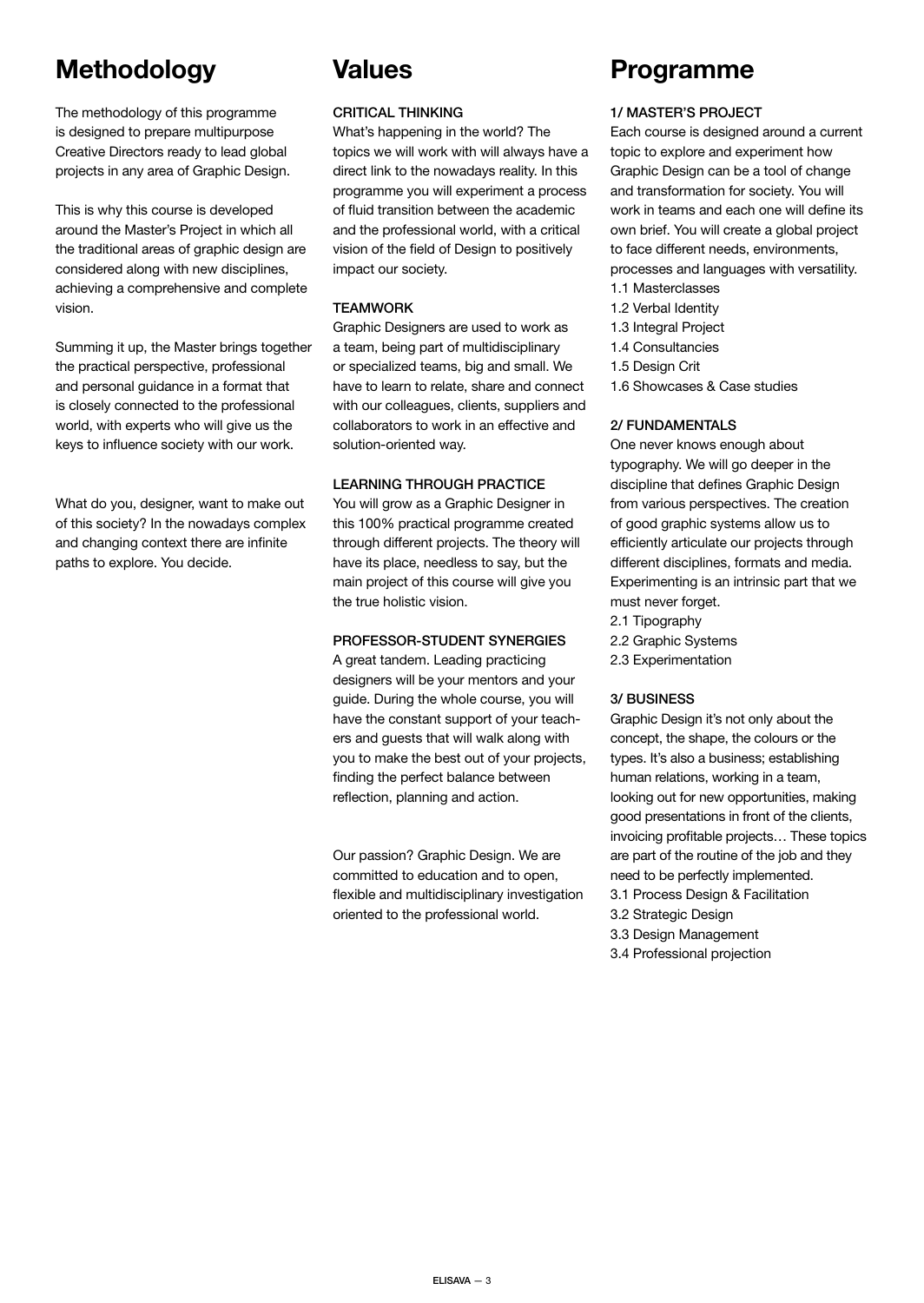# Methodology

The methodology of this programme is designed to prepare multipurpose Creative Directors ready to lead global projects in any area of Graphic Design.

This is why this course is developed around the Master's Project in which all the traditional areas of graphic design are considered along with new disciplines, achieving a comprehensive and complete vision.

Summing it up, the Master brings together the practical perspective, professional and personal guidance in a format that is closely connected to the professional world, with experts who will give us the keys to influence society with our work.

What do you, designer, want to make out of this society? In the nowadays complex and changing context there are infinite paths to explore. You decide.

# Values

### CRITICAL THINKING

What's happening in the world? The topics we will work with will always have a direct link to the nowadays reality. In this programme you will experiment a process of fluid transition between the academic and the professional world, with a critical vision of the field of Design to positively impact our society.

### TEAMWORK

Graphic Designers are used to work as a team, being part of multidisciplinary or specialized teams, big and small. We have to learn to relate, share and connect with our colleagues, clients, suppliers and collaborators to work in an effective and solution-oriented way.

### LEARNING THROUGH PRACTICE

You will grow as a Graphic Designer in this 100% practical programme created through different projects. The theory will have its place, needless to say, but the main project of this course will give you the true holistic vision.

### PROFESSOR-STUDENT SYNERGIES

A great tandem. Leading practicing designers will be your mentors and your guide. During the whole course, you will have the constant support of your teachers and guests that will walk along with you to make the best out of your projects, finding the perfect balance between reflection, planning and action.

Our passion? Graphic Design. We are committed to education and to open, flexible and multidisciplinary investigation oriented to the professional world.

# Programme

### 1/ MASTER'S PROJECT

Each course is designed around a current topic to explore and experiment how Graphic Design can be a tool of change and transformation for society. You will work in teams and each one will define its own brief. You will create a global project to face different needs, environments, processes and languages with versatility.

1.1 Masterclasses
1.2 Verbal Identity
1.3 Integral Project
1.4 Consultancies
1.5 Design Crit
1.6 Showcases & Case studies

### 2/ FUNDAMENTALS

One never knows enough about typography. We will go deeper in the discipline that defines Graphic Design from various perspectives. The creation of good graphic systems allow us to efficiently articulate our projects through different disciplines, formats and media. Experimenting is an intrinsic part that we must never forget.

2.1 Tipography
2.2 Graphic Systems
2.3 Experimentation

### 3/ BUSINESS

Graphic Design it's not only about the concept, the shape, the colours or the types. It's also a business; establishing human relations, working in a team, looking out for new opportunities, making good presentations in front of the clients, invoicing profitable projects… These topics are part of the routine of the job and they need to be perfectly implemented.

3.1 Process Design & Facilitation
3.2 Strategic Design
3.3 Design Management
3.4 Professional projection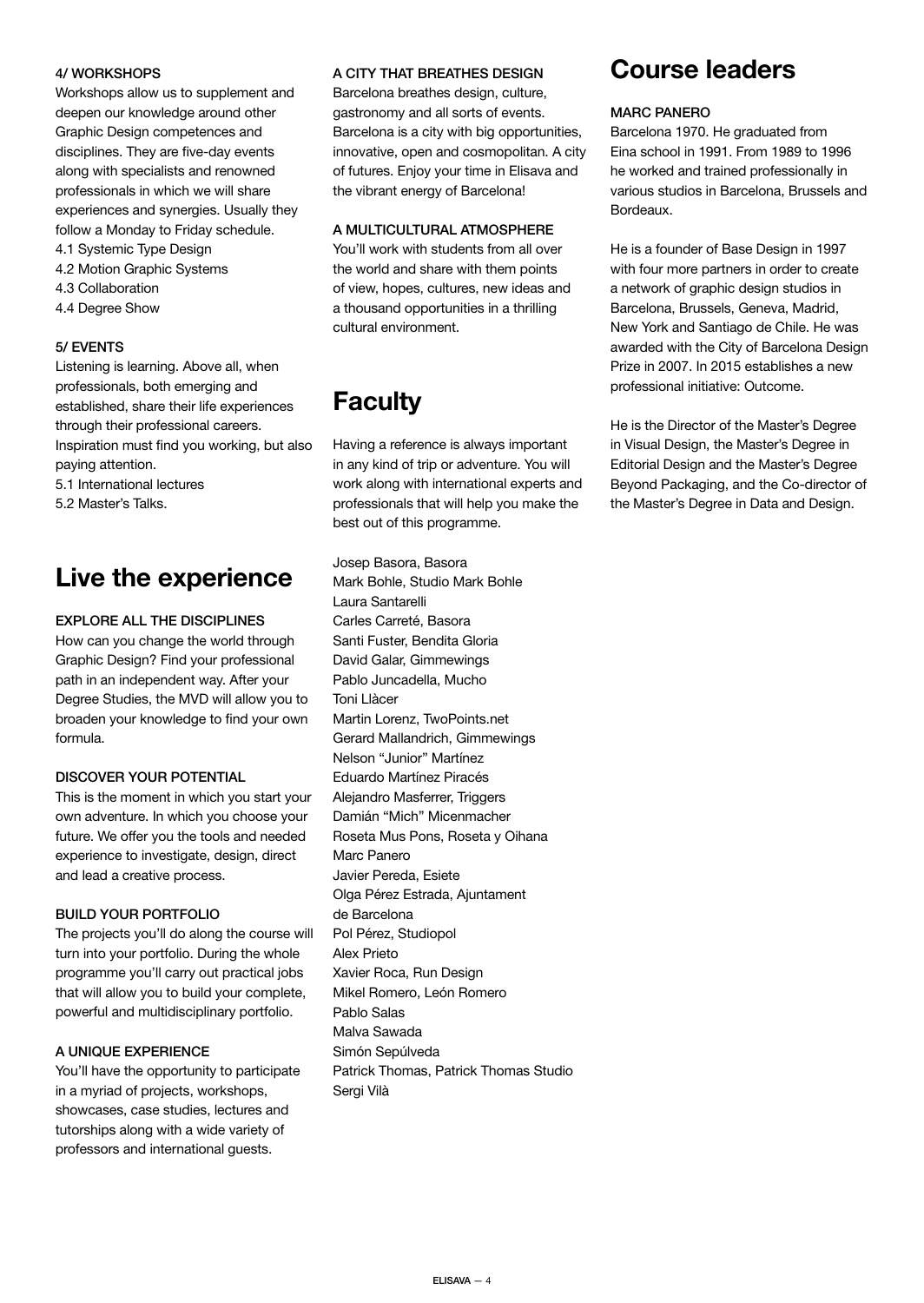#### 4/ WORKSHOPS

Workshops allow us to supplement and deepen our knowledge around other Graphic Design competences and disciplines. They are five-day events along with specialists and renowned professionals in which we will share experiences and synergies. Usually they follow a Monday to Friday schedule.

4.1 Systemic Type Design
4.2 Motion Graphic Systems
4.3 Collaboration
4.4 Degree Show

#### 5/ EVENTS

Listening is learning. Above all, when professionals, both emerging and established, share their life experiences through their professional careers. Inspiration must find you working, but also paying attention.

5.1 International lectures
5.2 Master's Talks.

## Live the experience

#### EXPLORE ALL THE DISCIPLINES

How can you change the world through Graphic Design? Find your professional path in an independent way. After your Degree Studies, the MVD will allow you to broaden your knowledge to find your own formula.

#### DISCOVER YOUR POTENTIAL

This is the moment in which you start your own adventure. In which you choose your future. We offer you the tools and needed experience to investigate, design, direct and lead a creative process.

#### BUILD YOUR PORTFOLIO

The projects you'll do along the course will turn into your portfolio. During the whole programme you'll carry out practical jobs that will allow you to build your complete, powerful and multidisciplinary portfolio.

#### A UNIQUE EXPERIENCE

You'll have the opportunity to participate in a myriad of projects, workshops, showcases, case studies, lectures and tutorships along with a wide variety of professors and international guests.

#### A CITY THAT BREATHES DESIGN

Barcelona breathes design, culture, gastronomy and all sorts of events. Barcelona is a city with big opportunities, innovative, open and cosmopolitan. A city of futures. Enjoy your time in Elisava and the vibrant energy of Barcelona!

#### A MULTICULTURAL ATMOSPHERE

You'll work with students from all over the world and share with them points of view, hopes, cultures, new ideas and a thousand opportunities in a thrilling cultural environment.

## Faculty

Having a reference is always important in any kind of trip or adventure. You will work along with international experts and professionals that will help you make the best out of this programme.

Josep Basora, Basora
Mark Bohle, Studio Mark Bohle
Laura Santarelli
Carles Carreté, Basora
Santi Fuster, Bendita Gloria
David Galar, Gimmewings
Pablo Juncadella, Mucho
Toni Llàcer
Martin Lorenz, TwoPoints.net
Gerard Mallandrich, Gimmewings
Nelson "Junior" Martínez
Eduardo Martínez Piracés
Alejandro Masferrer, Triggers
Damián "Mich" Micenmacher
Roseta Mus Pons, Roseta y Oihana
Marc Panero
Javier Pereda, Esiete
Olga Pérez Estrada, Ajuntament de Barcelona
Pol Pérez, Studiopol
Alex Prieto
Xavier Roca, Run Design
Mikel Romero, León Romero
Pablo Salas
Malva Sawada
Simón Sepúlveda
Patrick Thomas, Patrick Thomas Studio
Sergi Vilà

## Course leaders

#### MARC PANERO

Barcelona 1970. He graduated from Eina school in 1991. From 1989 to 1996 he worked and trained professionally in various studios in Barcelona, Brussels and Bordeaux.

He is a founder of Base Design in 1997 with four more partners in order to create a network of graphic design studios in Barcelona, Brussels, Geneva, Madrid, New York and Santiago de Chile. He was awarded with the City of Barcelona Design Prize in 2007. In 2015 establishes a new professional initiative: Outcome.

He is the Director of the Master's Degree in Visual Design, the Master's Degree in Editorial Design and the Master's Degree Beyond Packaging, and the Co-director of the Master's Degree in Data and Design.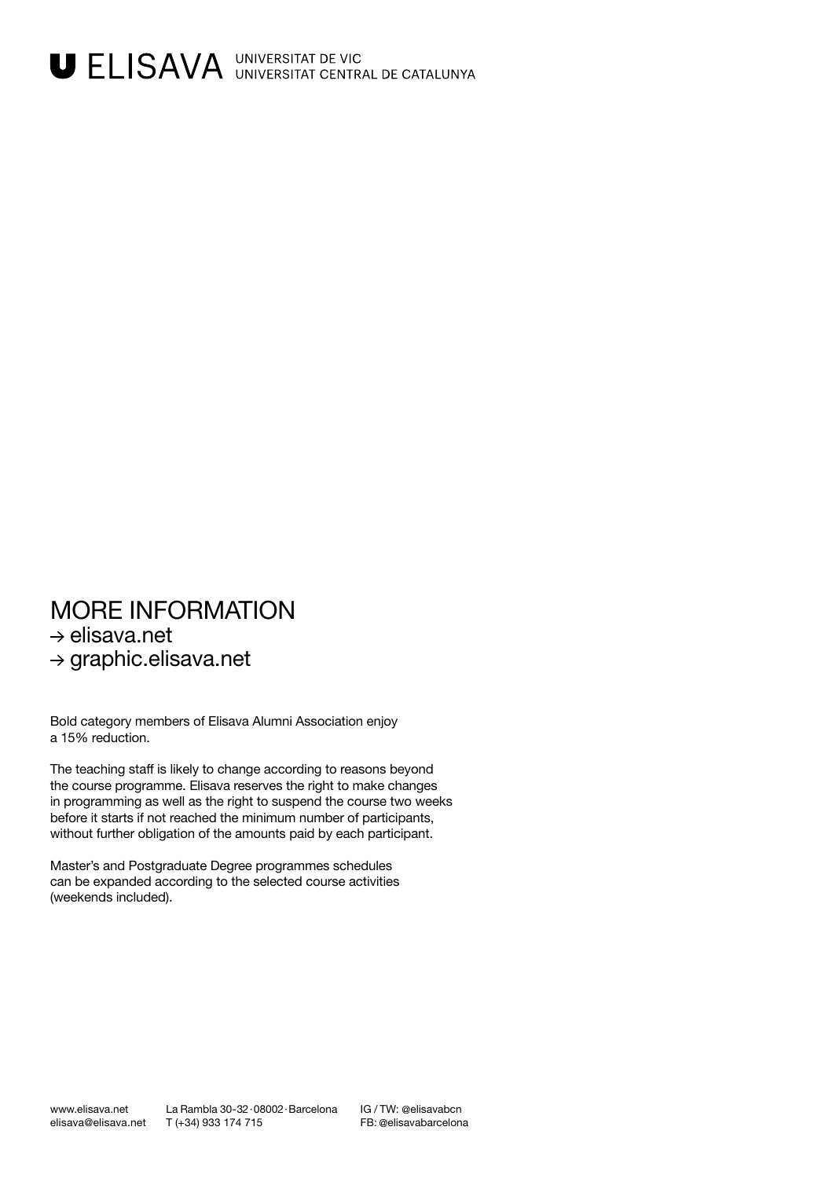ELISAVA UNIVERSITAT DE VIC UNIVERSITAT CENTRAL DE CATALUNYA

# MORE INFORMATION

→ elisava.net
→ graphic.elisava.net

Bold category members of Elisava Alumni Association enjoy a 15% reduction.

The teaching staff is likely to change according to reasons beyond the course programme. Elisava reserves the right to make changes in programming as well as the right to suspend the course two weeks before it starts if not reached the minimum number of participants, without further obligation of the amounts paid by each participant.

Master's and Postgraduate Degree programmes schedules can be expanded according to the selected course activities (weekends included).

www.elisava.net
elisava@elisava.net

La Rambla 30-32 · 08002 · Barcelona
T (+34) 933 174 715

IG / TW: @elisavabcn
FB: @elisavabarcelona